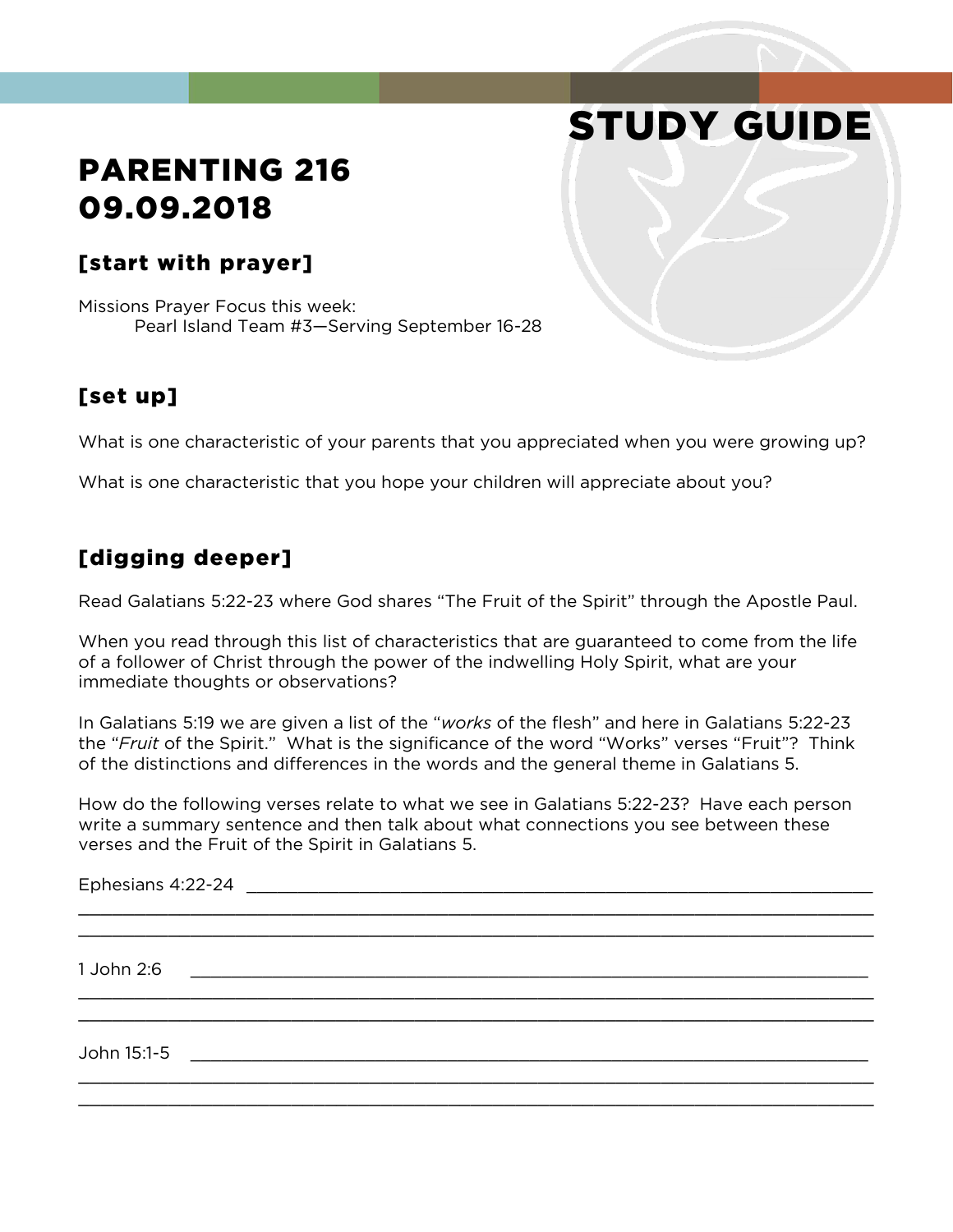# STUDY GUIDE

# PARENTING 216
# 09.09.2018

## [start with prayer]

Missions Prayer Focus this week:
    Pearl Island Team #3—Serving September 16-28

## [set up]

What is one characteristic of your parents that you appreciated when you were growing up?

What is one characteristic that you hope your children will appreciate about you?

## [digging deeper]

Read Galatians 5:22-23 where God shares "The Fruit of the Spirit" through the Apostle Paul.

When you read through this list of characteristics that are guaranteed to come from the life of a follower of Christ through the power of the indwelling Holy Spirit, what are your immediate thoughts or observations?

In Galatians 5:19 we are given a list of the "*works* of the flesh" and here in Galatians 5:22-23 the "*Fruit* of the Spirit." What is the significance of the word "Works" verses "Fruit"? Think of the distinctions and differences in the words and the general theme in Galatians 5.

How do the following verses relate to what we see in Galatians 5:22-23? Have each person write a summary sentence and then talk about what connections you see between these verses and the Fruit of the Spirit in Galatians 5.

Ephesians 4:22-24 ________________________________________________________________

________________________________________________________________________________

________________________________________________________________________________

1 John 2:6 ______________________________________________________________________

________________________________________________________________________________

________________________________________________________________________________

John 15:1-5 _____________________________________________________________________

________________________________________________________________________________

________________________________________________________________________________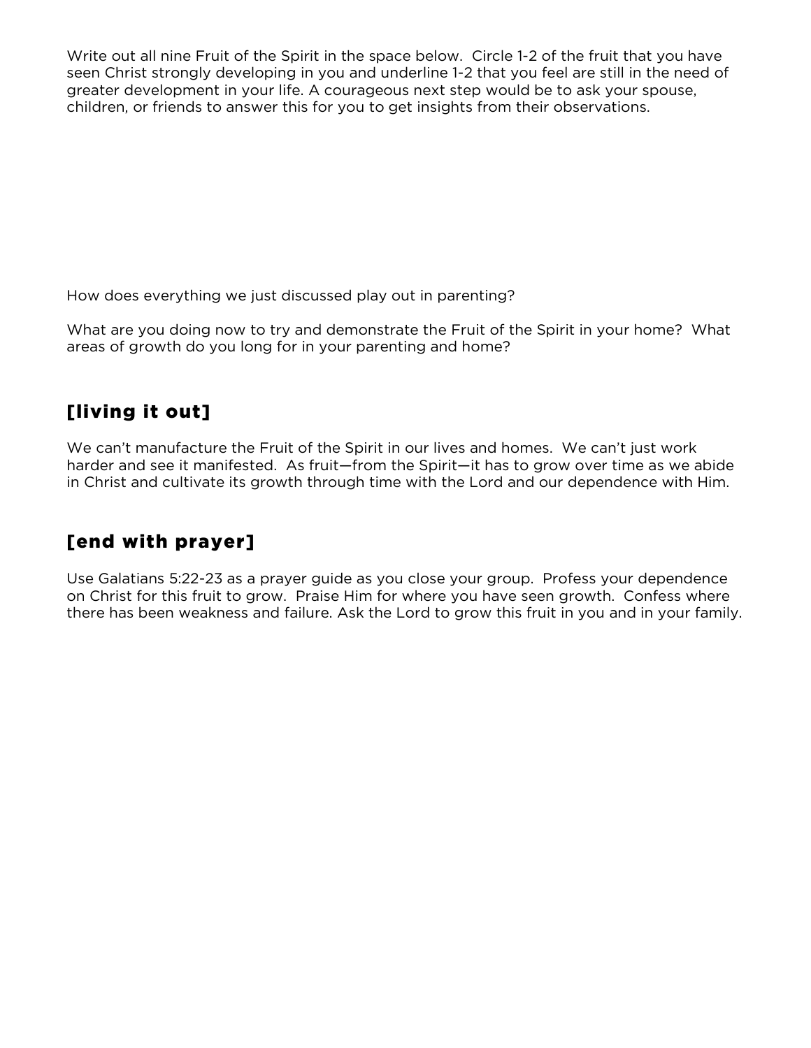Write out all nine Fruit of the Spirit in the space below. Circle 1-2 of the fruit that you have seen Christ strongly developing in you and underline 1-2 that you feel are still in the need of greater development in your life. A courageous next step would be to ask your spouse, children, or friends to answer this for you to get insights from their observations.

How does everything we just discussed play out in parenting?

What are you doing now to try and demonstrate the Fruit of the Spirit in your home? What areas of growth do you long for in your parenting and home?

## [living it out]

We can't manufacture the Fruit of the Spirit in our lives and homes. We can't just work harder and see it manifested. As fruit—from the Spirit—it has to grow over time as we abide in Christ and cultivate its growth through time with the Lord and our dependence with Him.

## [end with prayer]

Use Galatians 5:22-23 as a prayer guide as you close your group. Profess your dependence on Christ for this fruit to grow. Praise Him for where you have seen growth. Confess where there has been weakness and failure. Ask the Lord to grow this fruit in you and in your family.